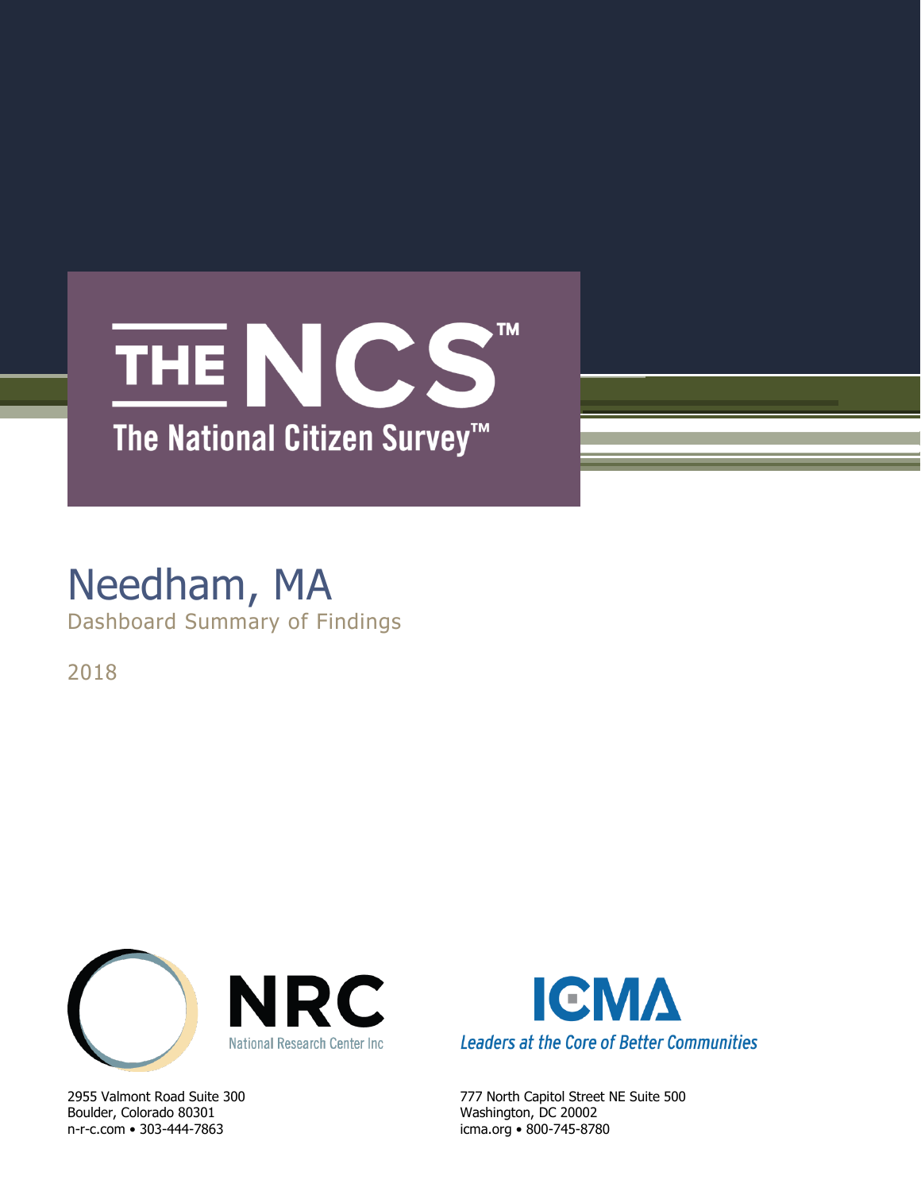# THE NCS™

The National Citizen Survey™

# Needham, MA

Dashboard Summary of Findings

2018

NRC
National Research Center Inc

2955 Valmont Road Suite 300
Boulder, Colorado 80301
n-r-c.com • 303-444-7863

ICMA
*Leaders at the Core of Better Communities*

777 North Capitol Street NE Suite 500
Washington, DC 20002
icma.org • 800-745-8780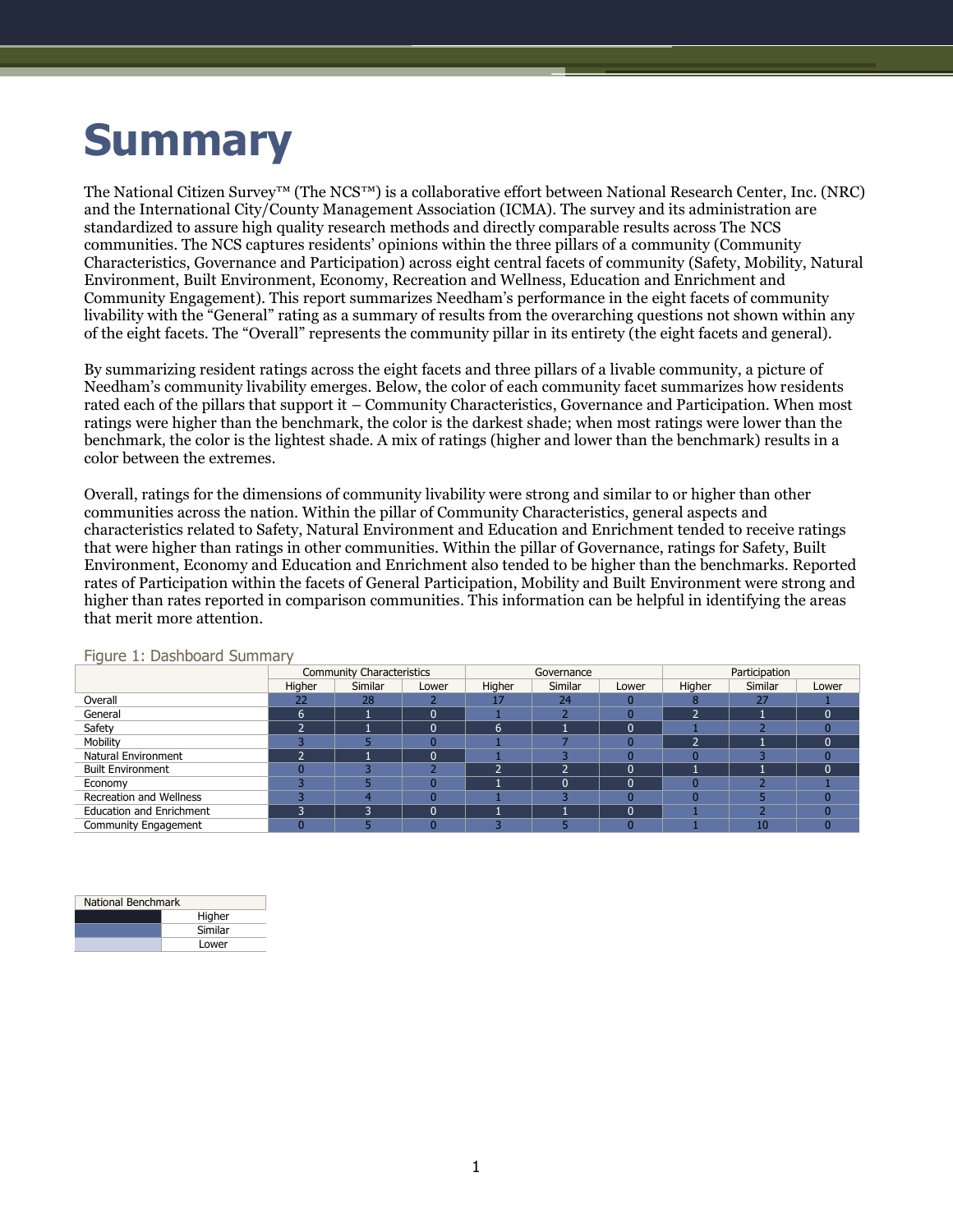# Summary

The National Citizen Survey™ (The NCS™) is a collaborative effort between National Research Center, Inc. (NRC) and the International City/County Management Association (ICMA). The survey and its administration are standardized to assure high quality research methods and directly comparable results across The NCS communities. The NCS captures residents' opinions within the three pillars of a community (Community Characteristics, Governance and Participation) across eight central facets of community (Safety, Mobility, Natural Environment, Built Environment, Economy, Recreation and Wellness, Education and Enrichment and Community Engagement). This report summarizes Needham's performance in the eight facets of community livability with the "General" rating as a summary of results from the overarching questions not shown within any of the eight facets. The "Overall" represents the community pillar in its entirety (the eight facets and general).

By summarizing resident ratings across the eight facets and three pillars of a livable community, a picture of Needham's community livability emerges. Below, the color of each community facet summarizes how residents rated each of the pillars that support it – Community Characteristics, Governance and Participation. When most ratings were higher than the benchmark, the color is the darkest shade; when most ratings were lower than the benchmark, the color is the lightest shade. A mix of ratings (higher and lower than the benchmark) results in a color between the extremes.

Overall, ratings for the dimensions of community livability were strong and similar to or higher than other communities across the nation. Within the pillar of Community Characteristics, general aspects and characteristics related to Safety, Natural Environment and Education and Enrichment tended to receive ratings that were higher than ratings in other communities. Within the pillar of Governance, ratings for Safety, Built Environment, Economy and Education and Enrichment also tended to be higher than the benchmarks. Reported rates of Participation within the facets of General Participation, Mobility and Built Environment were strong and higher than rates reported in comparison communities. This information can be helpful in identifying the areas that merit more attention.

Figure 1: Dashboard Summary

| | Community Characteristics | | | Governance | | | Participation | | |
|---|---|---|---|---|---|---|---|---|---|
| | Higher | Similar | Lower | Higher | Similar | Lower | Higher | Similar | Lower |
| Overall | 22 | 28 | 2 | 17 | 24 | 0 | 8 | 27 | 1 |
| General | 6 | 1 | 0 | 1 | 2 | 0 | 2 | 1 | 0 |
| Safety | 2 | 1 | 0 | 6 | 1 | 0 | 1 | 2 | 0 |
| Mobility | 3 | 5 | 0 | 1 | 7 | 0 | 2 | 1 | 0 |
| Natural Environment | 2 | 1 | 0 | 1 | 3 | 0 | 0 | 3 | 0 |
| Built Environment | 0 | 3 | 2 | 2 | 2 | 0 | 1 | 1 | 0 |
| Economy | 3 | 5 | 0 | 1 | 0 | 0 | 0 | 2 | 1 |
| Recreation and Wellness | 3 | 4 | 0 | 1 | 3 | 0 | 0 | 5 | 0 |
| Education and Enrichment | 3 | 3 | 0 | 1 | 1 | 0 | 1 | 2 | 0 |
| Community Engagement | 0 | 5 | 0 | 3 | 5 | 0 | 1 | 10 | 0 |

| National Benchmark | |
|---|---|
| (darkest shade) | Higher |
| (medium shade) | Similar |
| (lightest shade) | Lower |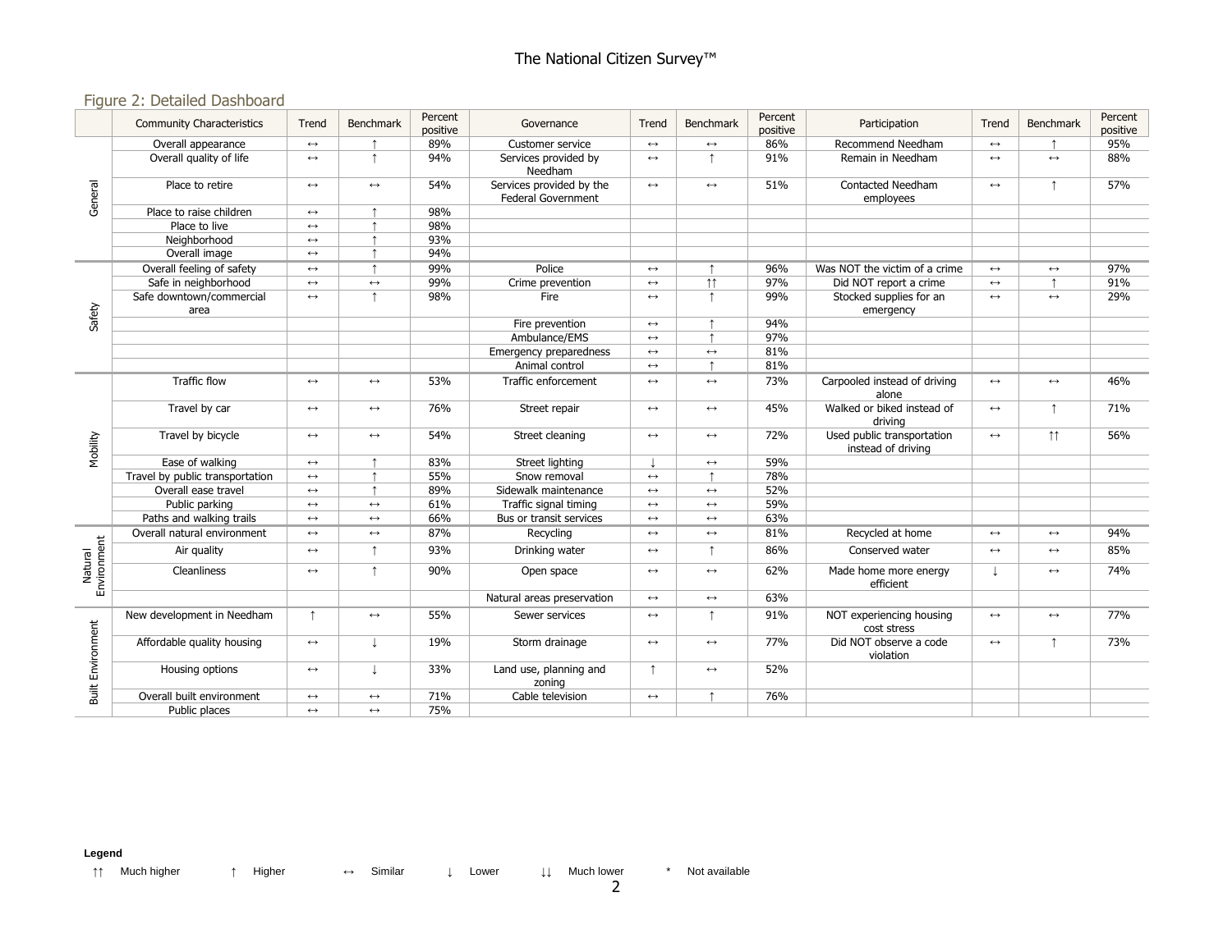## Figure 2: Detailed Dashboard

| | Community Characteristics | Trend | Benchmark | Percent positive | Governance | Trend | Benchmark | Percent positive | Participation | Trend | Benchmark | Percent positive |
|---|---|---|---|---|---|---|---|---|---|---|---|---|
| General | Overall appearance | ↔ | ↑ | 89% | Customer service | ↔ | ↔ | 86% | Recommend Needham | ↔ | ↑ | 95% |
| | Overall quality of life | ↔ | ↑ | 94% | Services provided by Needham | ↔ | ↑ | 91% | Remain in Needham | ↔ | ↔ | 88% |
| | Place to retire | ↔ | ↔ | 54% | Services provided by the Federal Government | ↔ | ↔ | 51% | Contacted Needham employees | ↔ | ↑ | 57% |
| | Place to raise children | ↔ | ↑ | 98% | | | | | | | | |
| | Place to live | ↔ | ↑ | 98% | | | | | | | | |
| | Neighborhood | ↔ | ↑ | 93% | | | | | | | | |
| | Overall image | ↔ | ↑ | 94% | | | | | | | | |
| Safety | Overall feeling of safety | ↔ | ↑ | 99% | Police | ↔ | ↑ | 96% | Was NOT the victim of a crime | ↔ | ↔ | 97% |
| | Safe in neighborhood | ↔ | ↔ | 99% | Crime prevention | ↔ | ↑↑ | 97% | Did NOT report a crime | ↔ | ↑ | 91% |
| | Safe downtown/commercial area | ↔ | ↑ | 98% | Fire | ↔ | ↑ | 99% | Stocked supplies for an emergency | ↔ | ↔ | 29% |
| | | | | | Fire prevention | ↔ | ↑ | 94% | | | | |
| | | | | | Ambulance/EMS | ↔ | ↑ | 97% | | | | |
| | | | | | Emergency preparedness | ↔ | ↔ | 81% | | | | |
| | | | | | Animal control | ↔ | ↑ | 81% | | | | |
| Mobility | Traffic flow | ↔ | ↔ | 53% | Traffic enforcement | ↔ | ↔ | 73% | Carpooled instead of driving alone | ↔ | ↔ | 46% |
| | Travel by car | ↔ | ↔ | 76% | Street repair | ↔ | ↔ | 45% | Walked or biked instead of driving | ↔ | ↑ | 71% |
| | Travel by bicycle | ↔ | ↔ | 54% | Street cleaning | ↔ | ↔ | 72% | Used public transportation instead of driving | ↔ | ↑↑ | 56% |
| | Ease of walking | ↔ | ↑ | 83% | Street lighting | ↓ | ↔ | 59% | | | | |
| | Travel by public transportation | ↔ | ↑ | 55% | Snow removal | ↔ | ↑ | 78% | | | | |
| | Overall ease travel | ↔ | ↑ | 89% | Sidewalk maintenance | ↔ | ↔ | 52% | | | | |
| | Public parking | ↔ | ↔ | 61% | Traffic signal timing | ↔ | ↔ | 59% | | | | |
| | Paths and walking trails | ↔ | ↔ | 66% | Bus or transit services | ↔ | ↔ | 63% | | | | |
| Natural Environment | Overall natural environment | ↔ | ↔ | 87% | Recycling | ↔ | ↔ | 81% | Recycled at home | ↔ | ↔ | 94% |
| | Air quality | ↔ | ↑ | 93% | Drinking water | ↔ | ↑ | 86% | Conserved water | ↔ | ↔ | 85% |
| | Cleanliness | ↔ | ↑ | 90% | Open space | ↔ | ↔ | 62% | Made home more energy efficient | ↓ | ↔ | 74% |
| | | | | | Natural areas preservation | ↔ | ↔ | 63% | | | | |
| Built Environment | New development in Needham | ↑ | ↔ | 55% | Sewer services | ↔ | ↑ | 91% | NOT experiencing housing cost stress | ↔ | ↔ | 77% |
| | Affordable quality housing | ↔ | ↓ | 19% | Storm drainage | ↔ | ↔ | 77% | Did NOT observe a code violation | ↔ | ↑ | 73% |
| | Housing options | ↔ | ↓ | 33% | Land use, planning and zoning | ↑ | ↔ | 52% | | | | |
| | Overall built environment | ↔ | ↔ | 71% | Cable television | ↔ | ↑ | 76% | | | | |
| | Public places | ↔ | ↔ | 75% | | | | | | | | |

**Legend**

↑↑ Much higher ↑ Higher ↔ Similar ↓ Lower ↓↓ Much lower * Not available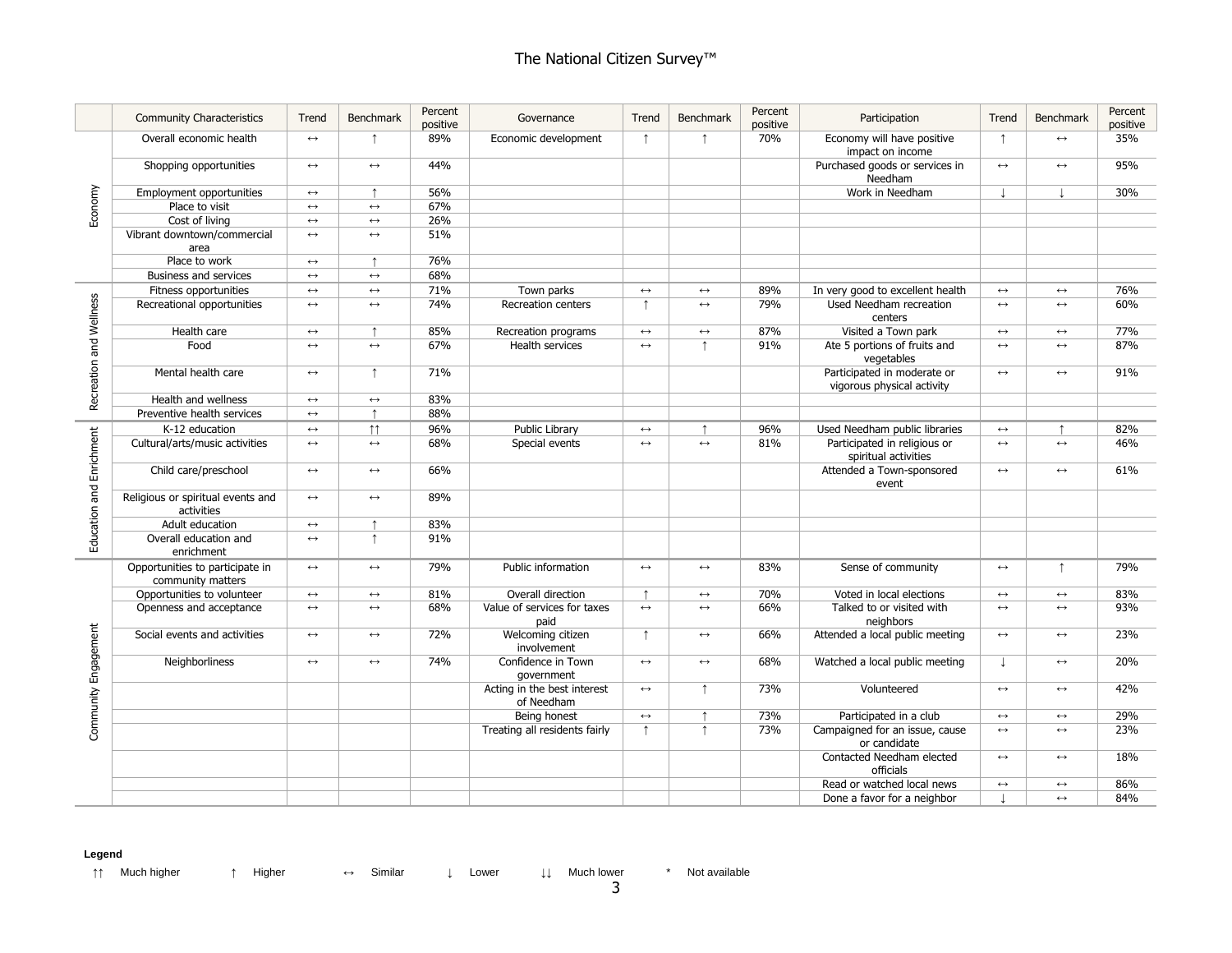# The National Citizen Survey™

| | Community Characteristics | Trend | Benchmark | Percent positive | Governance | Trend | Benchmark | Percent positive | Participation | Trend | Benchmark | Percent positive |
|---|---|---|---|---|---|---|---|---|---|---|---|---|
| Economy | Overall economic health | ↔ | ↑ | 89% | Economic development | ↑ | ↑ | 70% | Economy will have positive impact on income | ↑ | ↔ | 35% |
| | Shopping opportunities | ↔ | ↔ | 44% | | | | | Purchased goods or services in Needham | ↔ | ↔ | 95% |
| | Employment opportunities | ↔ | ↑ | 56% | | | | | Work in Needham | ↓ | ↓ | 30% |
| | Place to visit | ↔ | ↔ | 67% | | | | | | | | |
| | Cost of living | ↔ | ↔ | 26% | | | | | | | | |
| | Vibrant downtown/commercial area | ↔ | ↔ | 51% | | | | | | | | |
| | Place to work | ↔ | ↑ | 76% | | | | | | | | |
| | Business and services | ↔ | ↔ | 68% | | | | | | | | |
| Recreation and Wellness | Fitness opportunities | ↔ | ↔ | 71% | Town parks | ↔ | ↔ | 89% | In very good to excellent health | ↔ | ↔ | 76% |
| | Recreational opportunities | ↔ | ↔ | 74% | Recreation centers | ↑ | ↔ | 79% | Used Needham recreation centers | ↔ | ↔ | 60% |
| | Health care | ↔ | ↑ | 85% | Recreation programs | ↔ | ↔ | 87% | Visited a Town park | ↔ | ↔ | 77% |
| | Food | ↔ | ↔ | 67% | Health services | ↔ | ↑ | 91% | Ate 5 portions of fruits and vegetables | ↔ | ↔ | 87% |
| | Mental health care | ↔ | ↑ | 71% | | | | | Participated in moderate or vigorous physical activity | ↔ | ↔ | 91% |
| | Health and wellness | ↔ | ↔ | 83% | | | | | | | | |
| | Preventive health services | ↔ | ↑ | 88% | | | | | | | | |
| Education and Enrichment | K-12 education | ↔ | ↑↑ | 96% | Public Library | ↔ | ↑ | 96% | Used Needham public libraries | ↔ | ↑ | 82% |
| | Cultural/arts/music activities | ↔ | ↔ | 68% | Special events | ↔ | ↔ | 81% | Participated in religious or spiritual activities | ↔ | ↔ | 46% |
| | Child care/preschool | ↔ | ↔ | 66% | | | | | Attended a Town-sponsored event | ↔ | ↔ | 61% |
| | Religious or spiritual events and activities | ↔ | ↔ | 89% | | | | | | | | |
| | Adult education | ↔ | ↑ | 83% | | | | | | | | |
| | Overall education and enrichment | ↔ | ↑ | 91% | | | | | | | | |
| Community Engagement | Opportunities to participate in community matters | ↔ | ↔ | 79% | Public information | ↔ | ↔ | 83% | Sense of community | ↔ | ↑ | 79% |
| | Opportunities to volunteer | ↔ | ↔ | 81% | Overall direction | ↑ | ↔ | 70% | Voted in local elections | ↔ | ↔ | 83% |
| | Openness and acceptance | ↔ | ↔ | 68% | Value of services for taxes paid | ↔ | ↔ | 66% | Talked to or visited with neighbors | ↔ | ↔ | 93% |
| | Social events and activities | ↔ | ↔ | 72% | Welcoming citizen involvement | ↑ | ↔ | 66% | Attended a local public meeting | ↔ | ↔ | 23% |
| | Neighborliness | ↔ | ↔ | 74% | Confidence in Town government | ↔ | ↔ | 68% | Watched a local public meeting | ↓ | ↔ | 20% |
| | | | | | Acting in the best interest of Needham | ↔ | ↑ | 73% | Volunteered | ↔ | ↔ | 42% |
| | | | | | Being honest | ↔ | ↑ | 73% | Participated in a club | ↔ | ↔ | 29% |
| | | | | | Treating all residents fairly | ↑ | ↑ | 73% | Campaigned for an issue, cause or candidate | ↔ | ↔ | 23% |
| | | | | | | | | | Contacted Needham elected officials | ↔ | ↔ | 18% |
| | | | | | | | | | Read or watched local news | ↔ | ↔ | 86% |
| | | | | | | | | | Done a favor for a neighbor | ↓ | ↔ | 84% |

**Legend**

↑↑ Much higher ↑ Higher ↔ Similar ↓ Lower ↓↓ Much lower * Not available